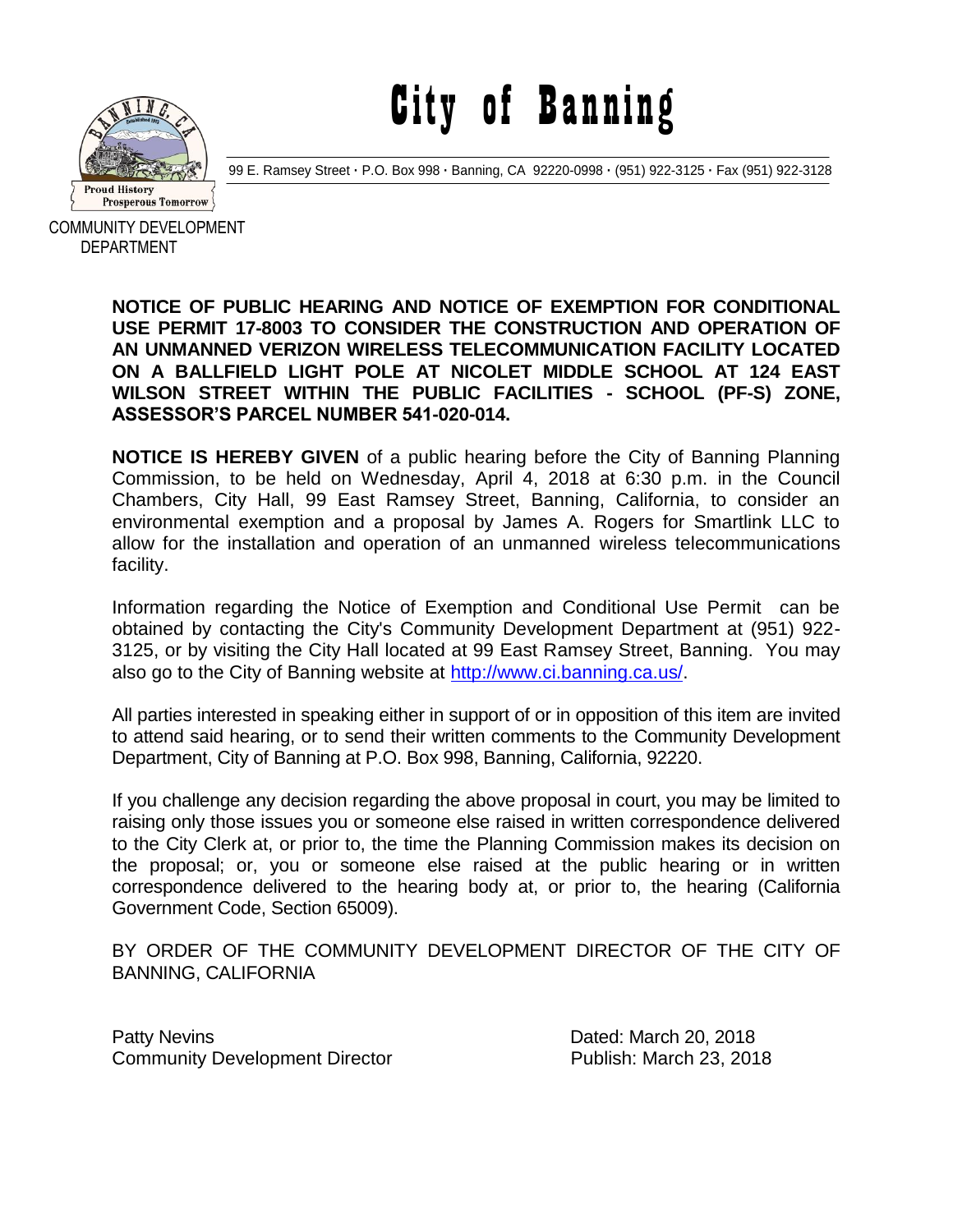# City of Banning

99 E. Ramsey Street · P.O. Box 998 · Banning, CA 92220-0998 · (951) 922-3125 · Fax (951) 922-3128

Proud History Prosperous Tomorrow

COMMUNITY DEVELOPMENT DEPARTMENT

**NOTICE OF PUBLIC HEARING AND NOTICE OF EXEMPTION FOR CONDITIONAL USE PERMIT 17-8003 TO CONSIDER THE CONSTRUCTION AND OPERATION OF AN UNMANNED VERIZON WIRELESS TELECOMMUNICATION FACILITY LOCATED ON A BALLFIELD LIGHT POLE AT NICOLET MIDDLE SCHOOL AT 124 EAST WILSON STREET WITHIN THE PUBLIC FACILITIES - SCHOOL (PF-S) ZONE, ASSESSOR'S PARCEL NUMBER 541-020-014.**

**NOTICE IS HEREBY GIVEN** of a public hearing before the City of Banning Planning Commission, to be held on Wednesday, April 4, 2018 at 6:30 p.m. in the Council Chambers, City Hall, 99 East Ramsey Street, Banning, California, to consider an environmental exemption and a proposal by James A. Rogers for Smartlink LLC to allow for the installation and operation of an unmanned wireless telecommunications facility.

Information regarding the Notice of Exemption and Conditional Use Permit can be obtained by contacting the City's Community Development Department at (951) 922-3125, or by visiting the City Hall located at 99 East Ramsey Street, Banning. You may also go to the City of Banning website at http://www.ci.banning.ca.us/.

All parties interested in speaking either in support of or in opposition of this item are invited to attend said hearing, or to send their written comments to the Community Development Department, City of Banning at P.O. Box 998, Banning, California, 92220.

If you challenge any decision regarding the above proposal in court, you may be limited to raising only those issues you or someone else raised in written correspondence delivered to the City Clerk at, or prior to, the time the Planning Commission makes its decision on the proposal; or, you or someone else raised at the public hearing or in written correspondence delivered to the hearing body at, or prior to, the hearing (California Government Code, Section 65009).

BY ORDER OF THE COMMUNITY DEVELOPMENT DIRECTOR OF THE CITY OF BANNING, CALIFORNIA

Patty Nevins
Community Development Director

Dated: March 20, 2018
Publish: March 23, 2018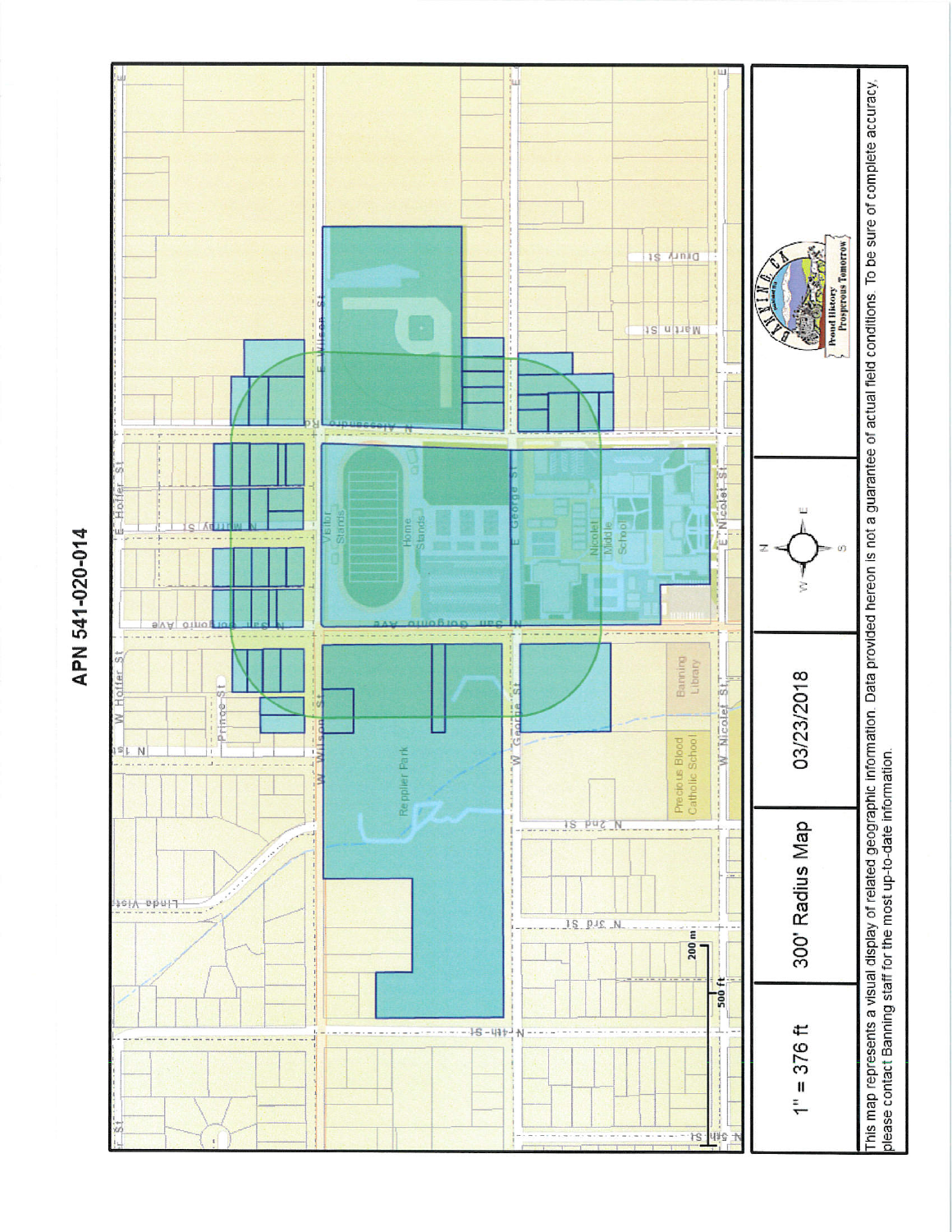# APN 541-020-014

W Hoffer St

E Hoffer St

Prince St

N Murray St

N San Gorgonio Ave

E Wilson St

W Wilson St

N Alessandro Rd

Visitor Stands

Home Stands

E George St

W George St

Nicolet Middle School

E Nicolet St

W Nicolet St

Repplier Park

Banning Library

Precious Blood Catholic School

N 1st St

N 2nd St

N 3rd St

N 4th St

N 5th St

Linda Vista

Martin St

Drury St

200 m

500 ft

| 1" = 376 ft | 300' Radius Map | 03/23/2018 | N W E S | Banning CA — Proud History, Prosperous Tomorrow |
|---|---|---|---|---|

This map represents a visual display of related geographic information. Data provided hereon is not a guarantee of actual field conditions. To be sure of complete accuracy, please contact Banning staff for the most up-to-date information.